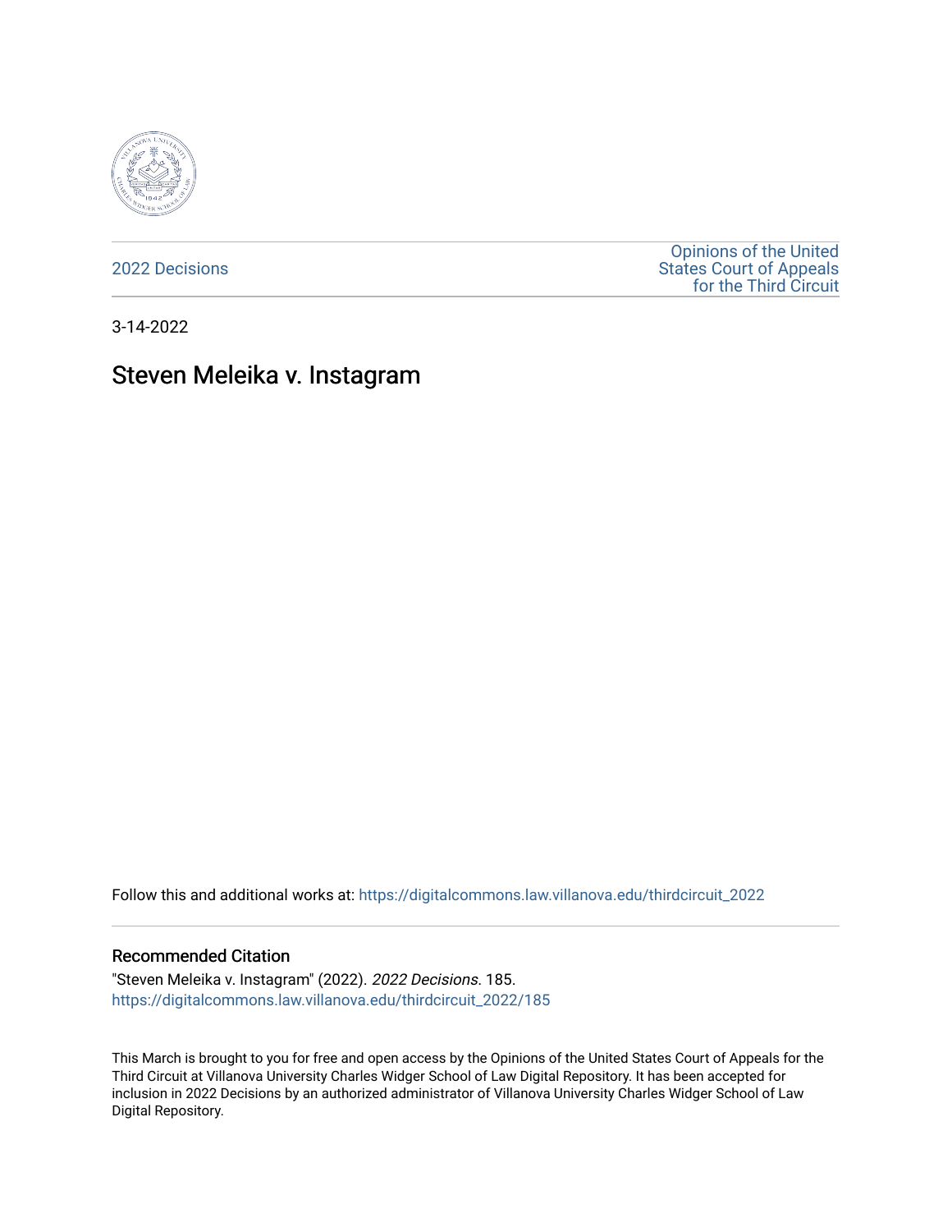2022 Decisions

Opinions of the United States Court of Appeals for the Third Circuit

3-14-2022

# Steven Meleika v. Instagram

Follow this and additional works at: https://digitalcommons.law.villanova.edu/thirdcircuit_2022

## Recommended Citation

"Steven Meleika v. Instagram" (2022). *2022 Decisions*. 185.
https://digitalcommons.law.villanova.edu/thirdcircuit_2022/185

This March is brought to you for free and open access by the Opinions of the United States Court of Appeals for the Third Circuit at Villanova University Charles Widger School of Law Digital Repository. It has been accepted for inclusion in 2022 Decisions by an authorized administrator of Villanova University Charles Widger School of Law Digital Repository.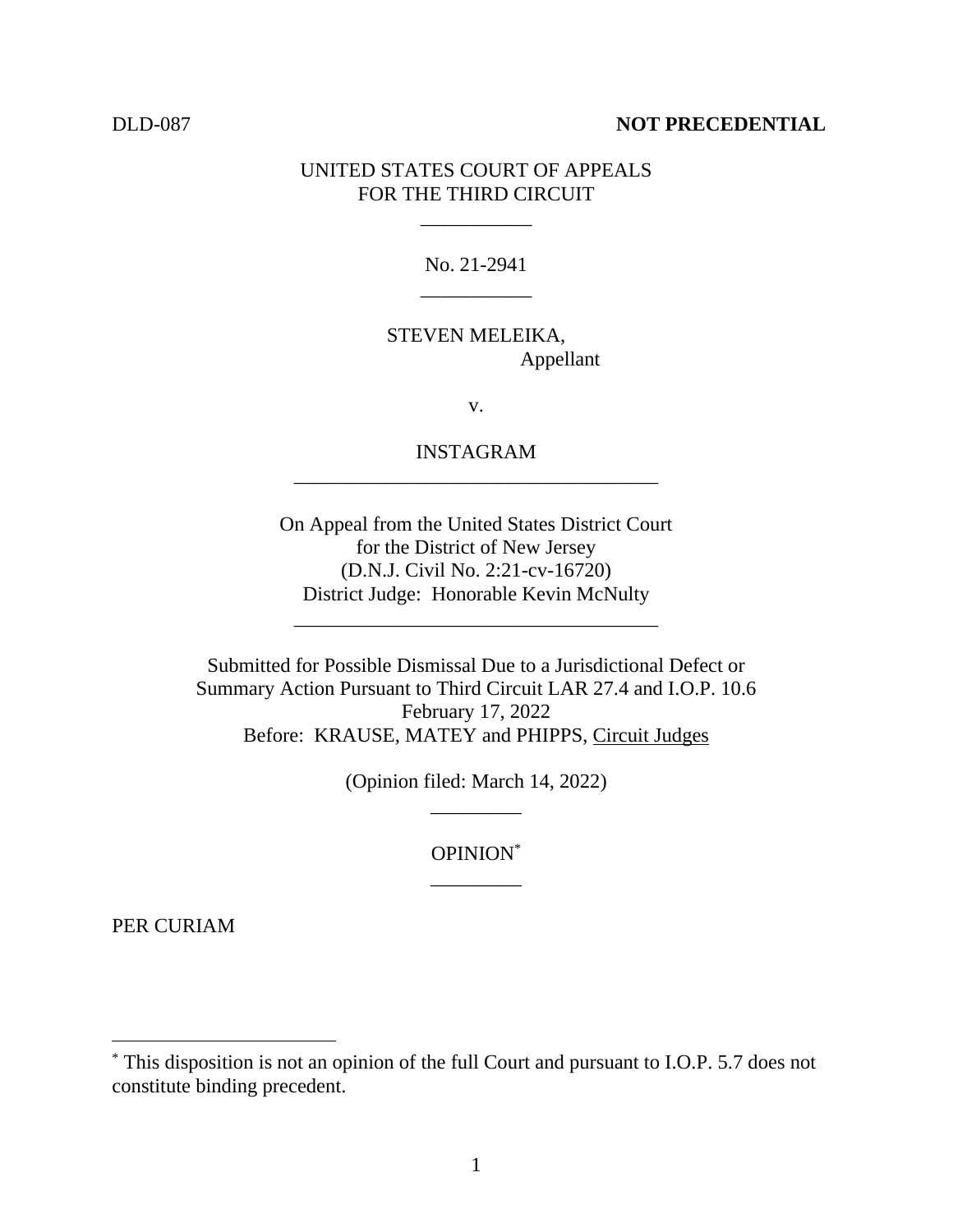DLD-087 **NOT PRECEDENTIAL**

UNITED STATES COURT OF APPEALS
FOR THE THIRD CIRCUIT

___________

No. 21-2941

___________

STEVEN MELEIKA,
Appellant

v.

INSTAGRAM

____________________________________

On Appeal from the United States District Court
for the District of New Jersey
(D.N.J. Civil No. 2:21-cv-16720)
District Judge: Honorable Kevin McNulty

____________________________________

Submitted for Possible Dismissal Due to a Jurisdictional Defect or
Summary Action Pursuant to Third Circuit LAR 27.4 and I.O.P. 10.6
February 17, 2022
Before: KRAUSE, MATEY and PHIPPS, Circuit Judges

(Opinion filed: March 14, 2022)

_________

OPINION[*]

_________

PER CURIAM

---

[*] This disposition is not an opinion of the full Court and pursuant to I.O.P. 5.7 does not constitute binding precedent.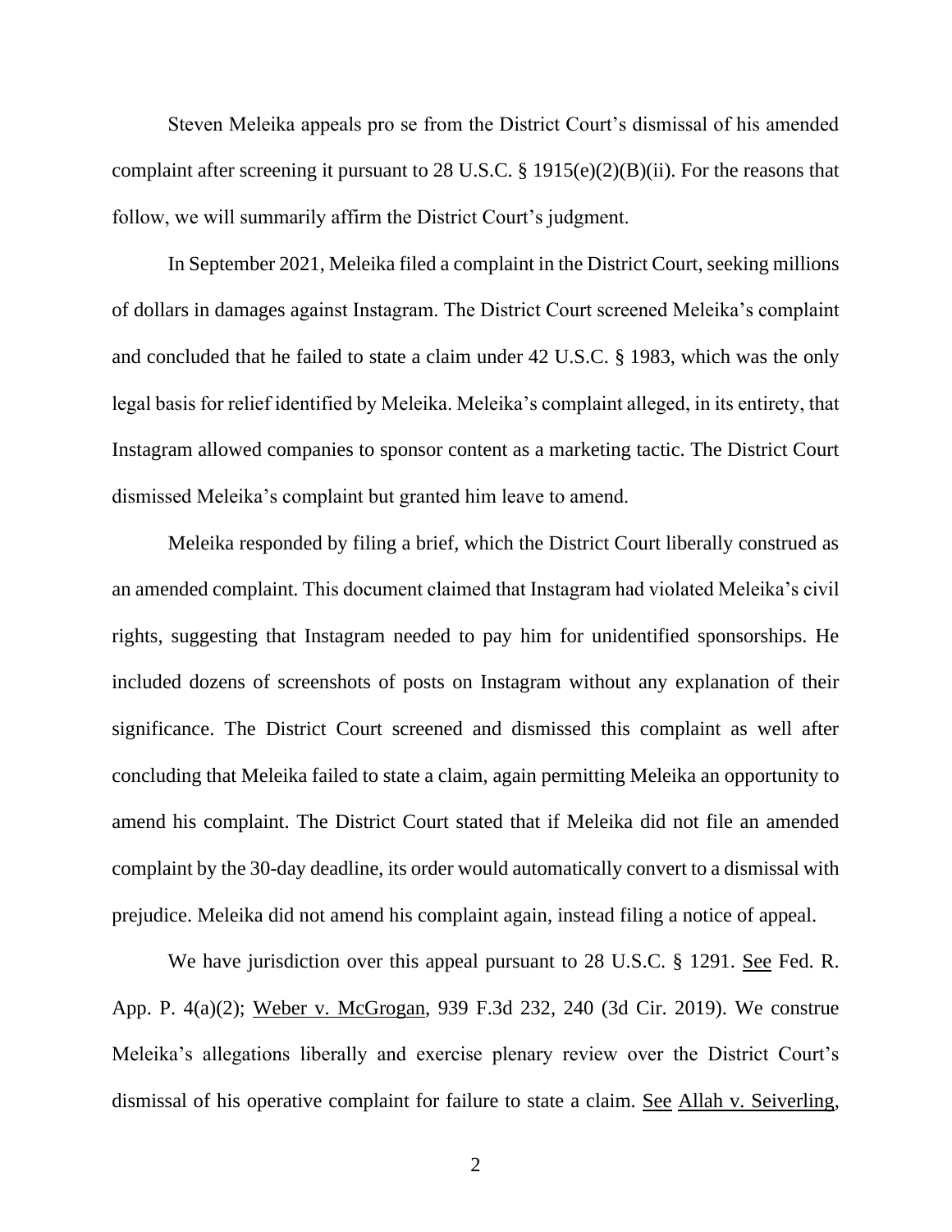Steven Meleika appeals pro se from the District Court's dismissal of his amended complaint after screening it pursuant to 28 U.S.C. § 1915(e)(2)(B)(ii). For the reasons that follow, we will summarily affirm the District Court's judgment.

In September 2021, Meleika filed a complaint in the District Court, seeking millions of dollars in damages against Instagram. The District Court screened Meleika's complaint and concluded that he failed to state a claim under 42 U.S.C. § 1983, which was the only legal basis for relief identified by Meleika. Meleika's complaint alleged, in its entirety, that Instagram allowed companies to sponsor content as a marketing tactic. The District Court dismissed Meleika's complaint but granted him leave to amend.

Meleika responded by filing a brief, which the District Court liberally construed as an amended complaint. This document claimed that Instagram had violated Meleika's civil rights, suggesting that Instagram needed to pay him for unidentified sponsorships. He included dozens of screenshots of posts on Instagram without any explanation of their significance. The District Court screened and dismissed this complaint as well after concluding that Meleika failed to state a claim, again permitting Meleika an opportunity to amend his complaint. The District Court stated that if Meleika did not file an amended complaint by the 30-day deadline, its order would automatically convert to a dismissal with prejudice. Meleika did not amend his complaint again, instead filing a notice of appeal.

We have jurisdiction over this appeal pursuant to 28 U.S.C. § 1291. See Fed. R. App. P. 4(a)(2); Weber v. McGrogan, 939 F.3d 232, 240 (3d Cir. 2019). We construe Meleika's allegations liberally and exercise plenary review over the District Court's dismissal of his operative complaint for failure to state a claim. See Allah v. Seiverling,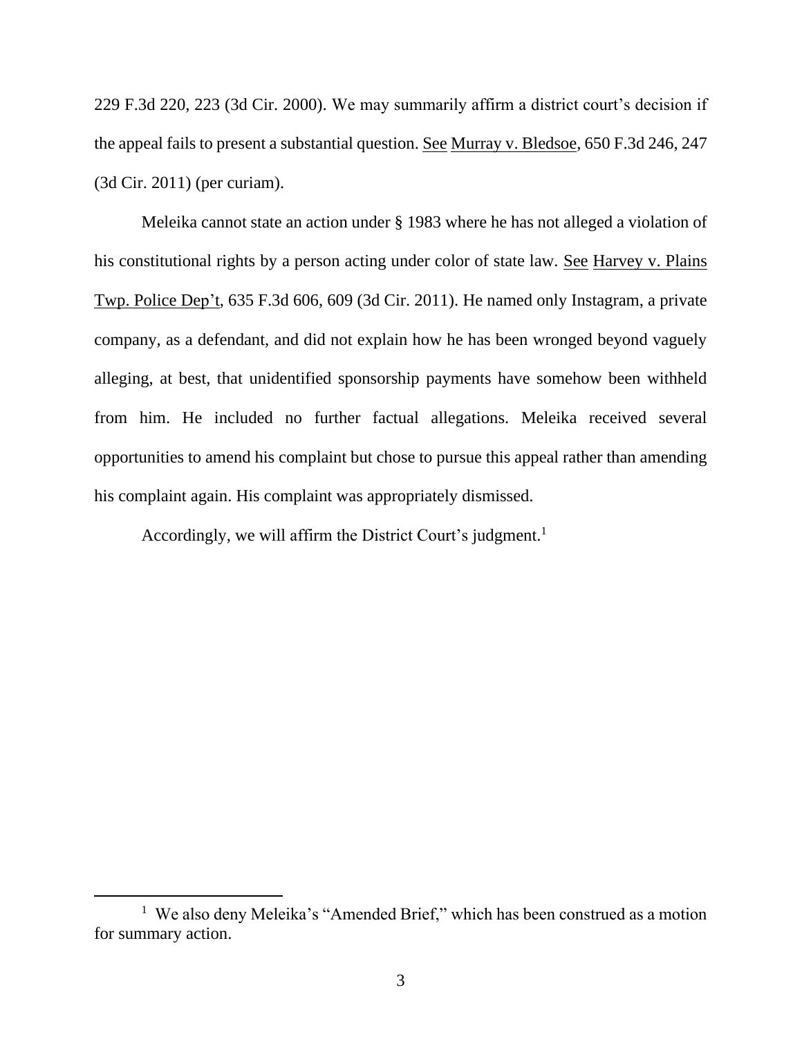229 F.3d 220, 223 (3d Cir. 2000). We may summarily affirm a district court's decision if the appeal fails to present a substantial question. See Murray v. Bledsoe, 650 F.3d 246, 247 (3d Cir. 2011) (per curiam).

Meleika cannot state an action under § 1983 where he has not alleged a violation of his constitutional rights by a person acting under color of state law. See Harvey v. Plains Twp. Police Dep't, 635 F.3d 606, 609 (3d Cir. 2011). He named only Instagram, a private company, as a defendant, and did not explain how he has been wronged beyond vaguely alleging, at best, that unidentified sponsorship payments have somehow been withheld from him. He included no further factual allegations. Meleika received several opportunities to amend his complaint but chose to pursue this appeal rather than amending his complaint again. His complaint was appropriately dismissed.

Accordingly, we will affirm the District Court's judgment.[1]

[1] We also deny Meleika's "Amended Brief," which has been construed as a motion for summary action.